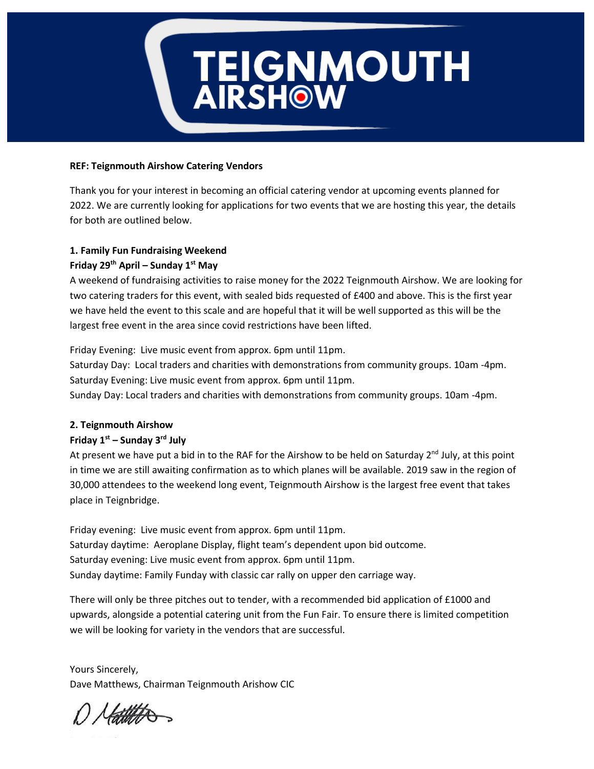# TEIGNMOUTH AIRSHOW

**REF: Teignmouth Airshow Catering Vendors**

Thank you for your interest in becoming an official catering vendor at upcoming events planned for 2022. We are currently looking for applications for two events that we are hosting this year, the details for both are outlined below.

**1. Family Fun Fundraising Weekend**
**Friday 29th April – Sunday 1st May**
A weekend of fundraising activities to raise money for the 2022 Teignmouth Airshow. We are looking for two catering traders for this event, with sealed bids requested of £400 and above. This is the first year we have held the event to this scale and are hopeful that it will be well supported as this will be the largest free event in the area since covid restrictions have been lifted.

Friday Evening: Live music event from approx. 6pm until 11pm.
Saturday Day: Local traders and charities with demonstrations from community groups. 10am -4pm.
Saturday Evening: Live music event from approx. 6pm until 11pm.
Sunday Day: Local traders and charities with demonstrations from community groups. 10am -4pm.

**2. Teignmouth Airshow**
**Friday 1st – Sunday 3rd July**
At present we have put a bid in to the RAF for the Airshow to be held on Saturday 2nd July, at this point in time we are still awaiting confirmation as to which planes will be available. 2019 saw in the region of 30,000 attendees to the weekend long event, Teignmouth Airshow is the largest free event that takes place in Teignbridge.

Friday evening: Live music event from approx. 6pm until 11pm.
Saturday daytime: Aeroplane Display, flight team's dependent upon bid outcome.
Saturday evening: Live music event from approx. 6pm until 11pm.
Sunday daytime: Family Funday with classic car rally on upper den carriage way.

There will only be three pitches out to tender, with a recommended bid application of £1000 and upwards, alongside a potential catering unit from the Fun Fair. To ensure there is limited competition we will be looking for variety in the vendors that are successful.

Yours Sincerely,
Dave Matthews, Chairman Teignmouth Arishow CIC

D Matthews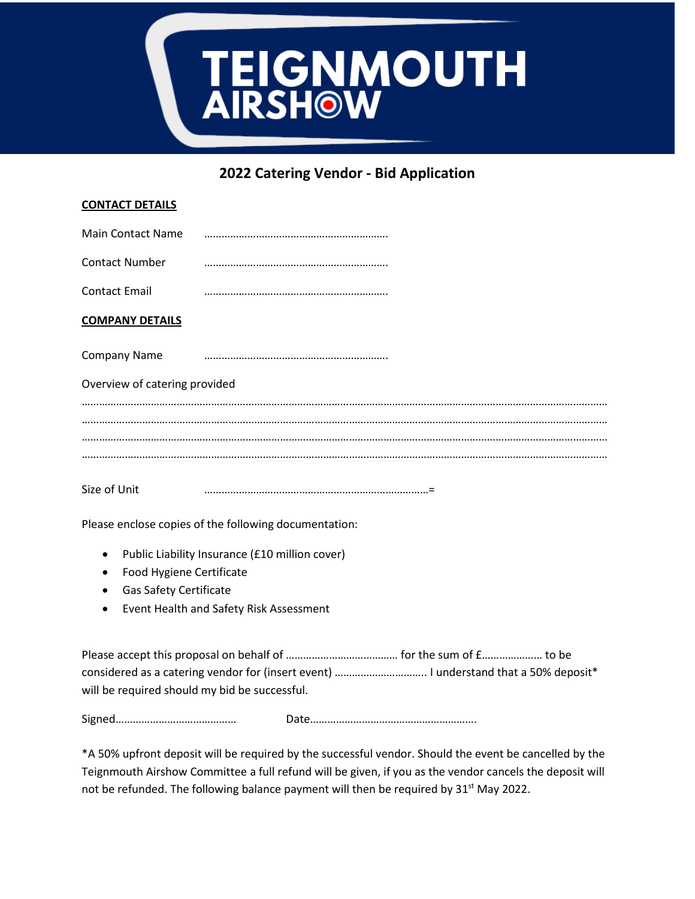# TEIGNMOUTH AIRSHOW

## 2022 Catering Vendor - Bid Application

**CONTACT DETAILS**

Main Contact Name ……………………………………………………….

Contact Number ……………………………………………………….

Contact Email ……………………………………………………….

**COMPANY DETAILS**

Company Name ……………………………………………………….

Overview of catering provided

……………………………………………………………………………………………………………………………………………………………

……………………………………………………………………………………………………………………………………………………………

……………………………………………………………………………………………………………………………………………………………

……………………………………………………………………………………………………………………………………………………………

Size of Unit ……………………………………………………………………=

Please enclose copies of the following documentation:

- Public Liability Insurance (£10 million cover)
- Food Hygiene Certificate
- Gas Safety Certificate
- Event Health and Safety Risk Assessment

Please accept this proposal on behalf of ………………………………… for the sum of £………………… to be considered as a catering vendor for (insert event) ………………………….. I understand that a 50% deposit* will be required should my bid be successful.

Signed…………………………………… Date………………………………………………….

*A 50% upfront deposit will be required by the successful vendor. Should the event be cancelled by the Teignmouth Airshow Committee a full refund will be given, if you as the vendor cancels the deposit will not be refunded. The following balance payment will then be required by 31st May 2022.